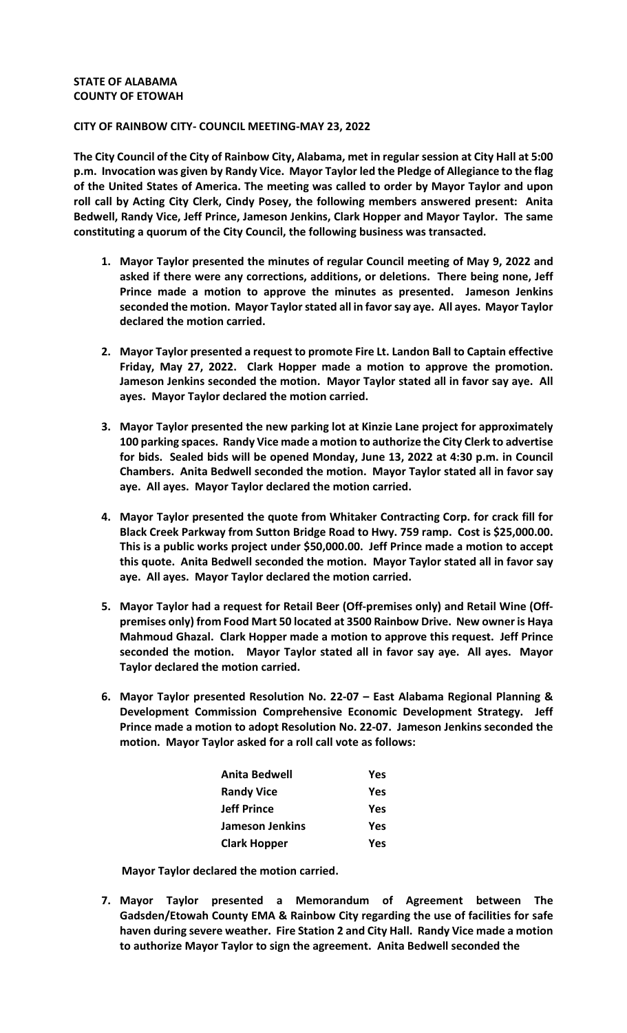**STATE OF ALABAMA**
**COUNTY OF ETOWAH**

**CITY OF RAINBOW CITY- COUNCIL MEETING-MAY 23, 2022**

**The City Council of the City of Rainbow City, Alabama, met in regular session at City Hall at 5:00 p.m. Invocation was given by Randy Vice. Mayor Taylor led the Pledge of Allegiance to the flag of the United States of America. The meeting was called to order by Mayor Taylor and upon roll call by Acting City Clerk, Cindy Posey, the following members answered present: Anita Bedwell, Randy Vice, Jeff Prince, Jameson Jenkins, Clark Hopper and Mayor Taylor. The same constituting a quorum of the City Council, the following business was transacted.**

1. **Mayor Taylor presented the minutes of regular Council meeting of May 9, 2022 and asked if there were any corrections, additions, or deletions. There being none, Jeff Prince made a motion to approve the minutes as presented. Jameson Jenkins seconded the motion. Mayor Taylor stated all in favor say aye. All ayes. Mayor Taylor declared the motion carried.**

2. **Mayor Taylor presented a request to promote Fire Lt. Landon Ball to Captain effective Friday, May 27, 2022. Clark Hopper made a motion to approve the promotion. Jameson Jenkins seconded the motion. Mayor Taylor stated all in favor say aye. All ayes. Mayor Taylor declared the motion carried.**

3. **Mayor Taylor presented the new parking lot at Kinzie Lane project for approximately 100 parking spaces. Randy Vice made a motion to authorize the City Clerk to advertise for bids. Sealed bids will be opened Monday, June 13, 2022 at 4:30 p.m. in Council Chambers. Anita Bedwell seconded the motion. Mayor Taylor stated all in favor say aye. All ayes. Mayor Taylor declared the motion carried.**

4. **Mayor Taylor presented the quote from Whitaker Contracting Corp. for crack fill for Black Creek Parkway from Sutton Bridge Road to Hwy. 759 ramp. Cost is $25,000.00. This is a public works project under $50,000.00. Jeff Prince made a motion to accept this quote. Anita Bedwell seconded the motion. Mayor Taylor stated all in favor say aye. All ayes. Mayor Taylor declared the motion carried.**

5. **Mayor Taylor had a request for Retail Beer (Off-premises only) and Retail Wine (Off-premises only) from Food Mart 50 located at 3500 Rainbow Drive. New owner is Haya Mahmoud Ghazal. Clark Hopper made a motion to approve this request. Jeff Prince seconded the motion. Mayor Taylor stated all in favor say aye. All ayes. Mayor Taylor declared the motion carried.**

6. **Mayor Taylor presented Resolution No. 22-07 – East Alabama Regional Planning & Development Commission Comprehensive Economic Development Strategy. Jeff Prince made a motion to adopt Resolution No. 22-07. Jameson Jenkins seconded the motion. Mayor Taylor asked for a roll call vote as follows:**

| | |
|---|---|
| **Anita Bedwell** | **Yes** |
| **Randy Vice** | **Yes** |
| **Jeff Prince** | **Yes** |
| **Jameson Jenkins** | **Yes** |
| **Clark Hopper** | **Yes** |

**Mayor Taylor declared the motion carried.**

7. **Mayor Taylor presented a Memorandum of Agreement between The Gadsden/Etowah County EMA & Rainbow City regarding the use of facilities for safe haven during severe weather. Fire Station 2 and City Hall. Randy Vice made a motion to authorize Mayor Taylor to sign the agreement. Anita Bedwell seconded the**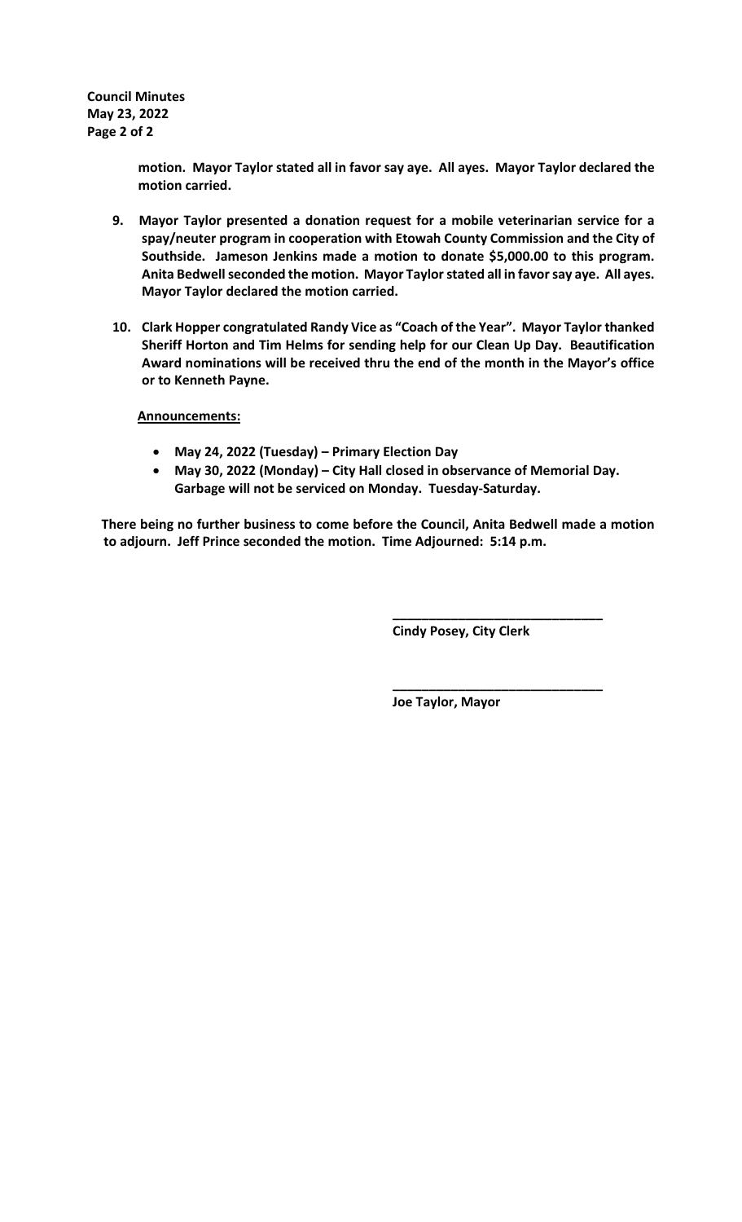**motion. Mayor Taylor stated all in favor say aye. All ayes. Mayor Taylor declared the motion carried.**

9. **Mayor Taylor presented a donation request for a mobile veterinarian service for a spay/neuter program in cooperation with Etowah County Commission and the City of Southside. Jameson Jenkins made a motion to donate $5,000.00 to this program. Anita Bedwell seconded the motion. Mayor Taylor stated all in favor say aye. All ayes. Mayor Taylor declared the motion carried.**

10. **Clark Hopper congratulated Randy Vice as "Coach of the Year". Mayor Taylor thanked Sheriff Horton and Tim Helms for sending help for our Clean Up Day. Beautification Award nominations will be received thru the end of the month in the Mayor's office or to Kenneth Payne.**

**Announcements:**

- **May 24, 2022 (Tuesday) – Primary Election Day**
- **May 30, 2022 (Monday) – City Hall closed in observance of Memorial Day. Garbage will not be serviced on Monday. Tuesday-Saturday.**

**There being no further business to come before the Council, Anita Bedwell made a motion to adjourn. Jeff Prince seconded the motion. Time Adjourned: 5:14 p.m.**

______________________________

**Cindy Posey, City Clerk**

______________________________

**Joe Taylor, Mayor**